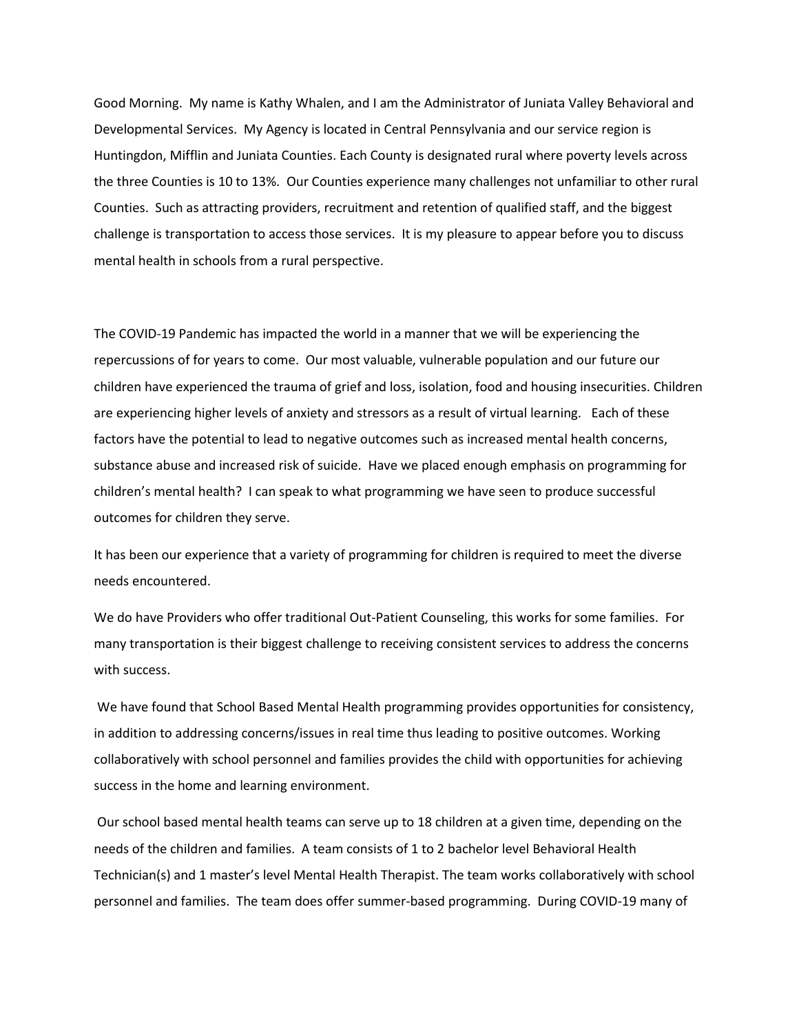Good Morning. My name is Kathy Whalen, and I am the Administrator of Juniata Valley Behavioral and Developmental Services. My Agency is located in Central Pennsylvania and our service region is Huntingdon, Mifflin and Juniata Counties. Each County is designated rural where poverty levels across the three Counties is 10 to 13%. Our Counties experience many challenges not unfamiliar to other rural Counties. Such as attracting providers, recruitment and retention of qualified staff, and the biggest challenge is transportation to access those services. It is my pleasure to appear before you to discuss mental health in schools from a rural perspective.

The COVID-19 Pandemic has impacted the world in a manner that we will be experiencing the repercussions of for years to come. Our most valuable, vulnerable population and our future our children have experienced the trauma of grief and loss, isolation, food and housing insecurities. Children are experiencing higher levels of anxiety and stressors as a result of virtual learning. Each of these factors have the potential to lead to negative outcomes such as increased mental health concerns, substance abuse and increased risk of suicide. Have we placed enough emphasis on programming for children's mental health? I can speak to what programming we have seen to produce successful outcomes for children they serve.

It has been our experience that a variety of programming for children is required to meet the diverse needs encountered.

We do have Providers who offer traditional Out-Patient Counseling, this works for some families. For many transportation is their biggest challenge to receiving consistent services to address the concerns with success.

We have found that School Based Mental Health programming provides opportunities for consistency, in addition to addressing concerns/issues in real time thus leading to positive outcomes. Working collaboratively with school personnel and families provides the child with opportunities for achieving success in the home and learning environment.

Our school based mental health teams can serve up to 18 children at a given time, depending on the needs of the children and families. A team consists of 1 to 2 bachelor level Behavioral Health Technician(s) and 1 master's level Mental Health Therapist. The team works collaboratively with school personnel and families. The team does offer summer-based programming. During COVID-19 many of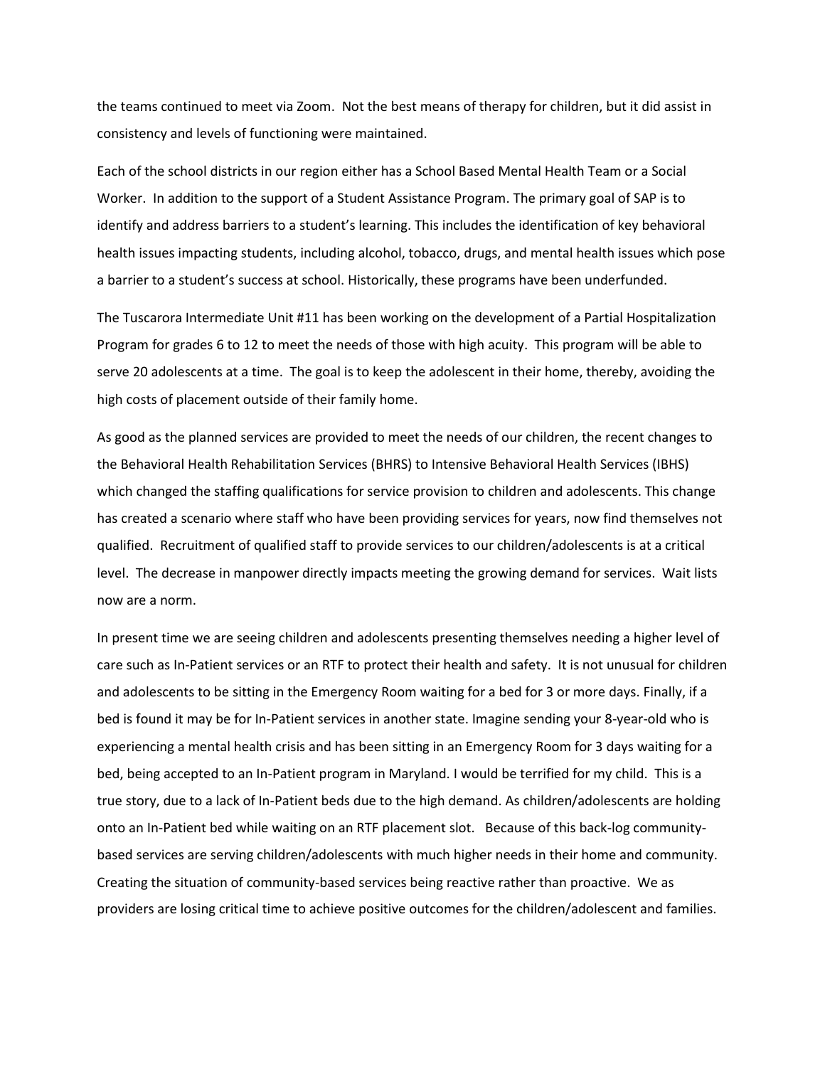the teams continued to meet via Zoom. Not the best means of therapy for children, but it did assist in consistency and levels of functioning were maintained.

Each of the school districts in our region either has a School Based Mental Health Team or a Social Worker. In addition to the support of a Student Assistance Program. The primary goal of SAP is to identify and address barriers to a student's learning. This includes the identification of key behavioral health issues impacting students, including alcohol, tobacco, drugs, and mental health issues which pose a barrier to a student's success at school. Historically, these programs have been underfunded.

The Tuscarora Intermediate Unit #11 has been working on the development of a Partial Hospitalization Program for grades 6 to 12 to meet the needs of those with high acuity. This program will be able to serve 20 adolescents at a time. The goal is to keep the adolescent in their home, thereby, avoiding the high costs of placement outside of their family home.

As good as the planned services are provided to meet the needs of our children, the recent changes to the Behavioral Health Rehabilitation Services (BHRS) to Intensive Behavioral Health Services (IBHS) which changed the staffing qualifications for service provision to children and adolescents. This change has created a scenario where staff who have been providing services for years, now find themselves not qualified. Recruitment of qualified staff to provide services to our children/adolescents is at a critical level. The decrease in manpower directly impacts meeting the growing demand for services. Wait lists now are a norm.

In present time we are seeing children and adolescents presenting themselves needing a higher level of care such as In-Patient services or an RTF to protect their health and safety. It is not unusual for children and adolescents to be sitting in the Emergency Room waiting for a bed for 3 or more days. Finally, if a bed is found it may be for In-Patient services in another state. Imagine sending your 8-year-old who is experiencing a mental health crisis and has been sitting in an Emergency Room for 3 days waiting for a bed, being accepted to an In-Patient program in Maryland. I would be terrified for my child. This is a true story, due to a lack of In-Patient beds due to the high demand. As children/adolescents are holding onto an In-Patient bed while waiting on an RTF placement slot. Because of this back-log community-based services are serving children/adolescents with much higher needs in their home and community. Creating the situation of community-based services being reactive rather than proactive. We as providers are losing critical time to achieve positive outcomes for the children/adolescent and families.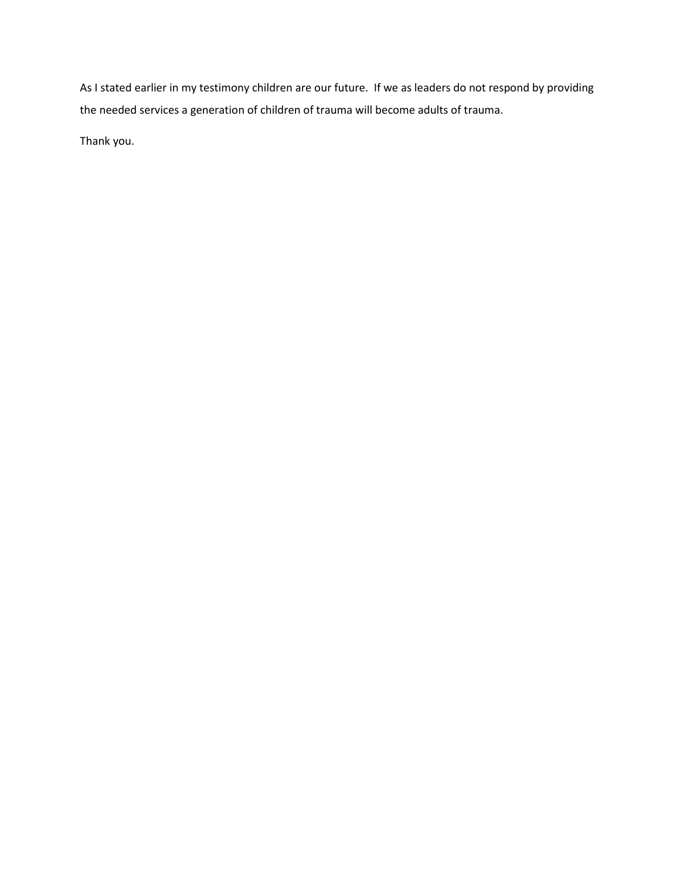As I stated earlier in my testimony children are our future. If we as leaders do not respond by providing the needed services a generation of children of trauma will become adults of trauma.

Thank you.